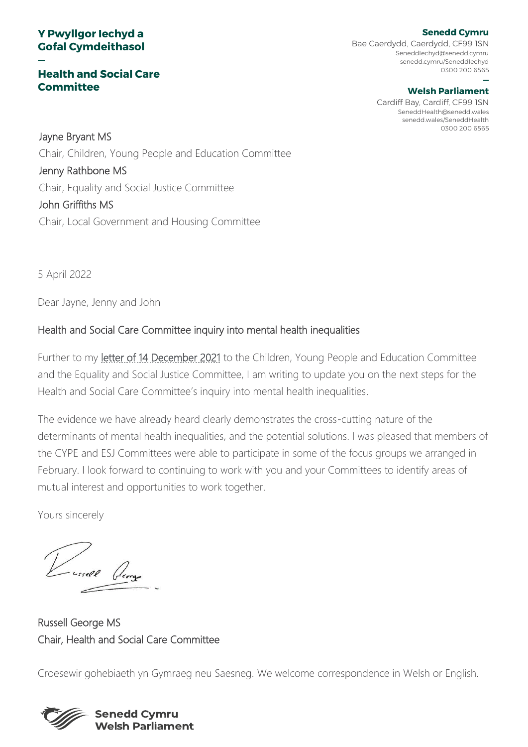**Y Pwyllgor Iechyd a Gofal Cymdeithasol**

—

**Health and Social Care Committee**

**Senedd Cymru**
Bae Caerdydd, Caerdydd, CF99 1SN
SeneddIechyd@senedd.cymru
senedd.cymru/SeneddIechyd
0300 200 6565

—

**Welsh Parliament**
Cardiff Bay, Cardiff, CF99 1SN
SeneddHealth@senedd.wales
senedd.wales/SeneddHealth
0300 200 6565

Jayne Bryant MS
Chair, Children, Young People and Education Committee

Jenny Rathbone MS
Chair, Equality and Social Justice Committee

John Griffiths MS
Chair, Local Government and Housing Committee

5 April 2022

Dear Jayne, Jenny and John

## Health and Social Care Committee inquiry into mental health inequalities

Further to my letter of 14 December 2021 to the Children, Young People and Education Committee and the Equality and Social Justice Committee, I am writing to update you on the next steps for the Health and Social Care Committee's inquiry into mental health inequalities.

The evidence we have already heard clearly demonstrates the cross-cutting nature of the determinants of mental health inequalities, and the potential solutions. I was pleased that members of the CYPE and ESJ Committees were able to participate in some of the focus groups we arranged in February. I look forward to continuing to work with you and your Committees to identify areas of mutual interest and opportunities to work together.

Yours sincerely

Russell George MS
Chair, Health and Social Care Committee

Croesewir gohebiaeth yn Gymraeg neu Saesneg. We welcome correspondence in Welsh or English.

**Senedd Cymru**
**Welsh Parliament**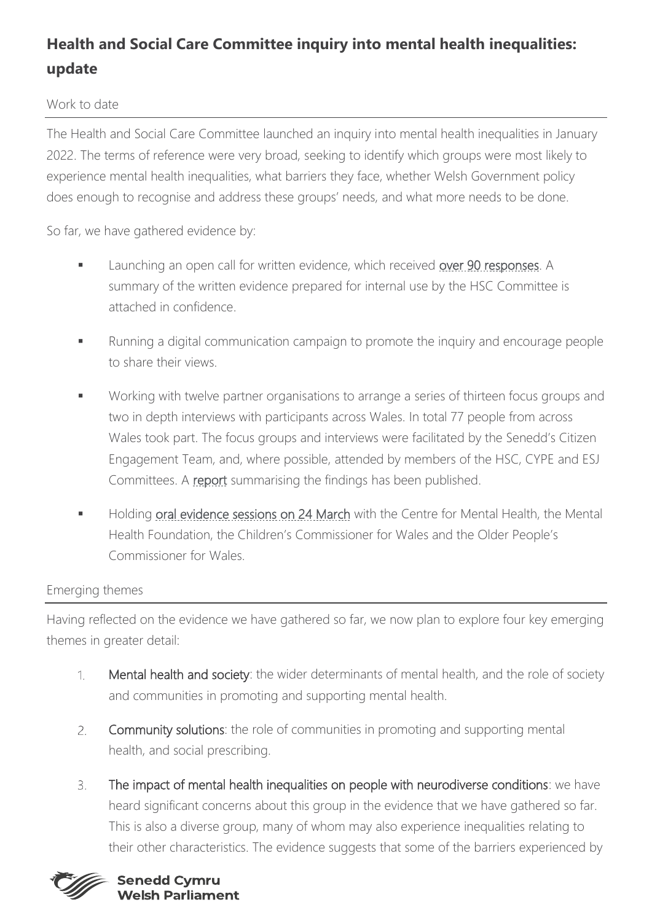## Health and Social Care Committee inquiry into mental health inequalities: update

### Work to date

The Health and Social Care Committee launched an inquiry into mental health inequalities in January 2022. The terms of reference were very broad, seeking to identify which groups were most likely to experience mental health inequalities, what barriers they face, whether Welsh Government policy does enough to recognise and address these groups' needs, and what more needs to be done.

So far, we have gathered evidence by:

- Launching an open call for written evidence, which received over 90 responses. A summary of the written evidence prepared for internal use by the HSC Committee is attached in confidence.
- Running a digital communication campaign to promote the inquiry and encourage people to share their views.
- Working with twelve partner organisations to arrange a series of thirteen focus groups and two in depth interviews with participants across Wales. In total 77 people from across Wales took part. The focus groups and interviews were facilitated by the Senedd's Citizen Engagement Team, and, where possible, attended by members of the HSC, CYPE and ESJ Committees. A report summarising the findings has been published.
- Holding oral evidence sessions on 24 March with the Centre for Mental Health, the Mental Health Foundation, the Children's Commissioner for Wales and the Older People's Commissioner for Wales.

### Emerging themes

Having reflected on the evidence we have gathered so far, we now plan to explore four key emerging themes in greater detail:

1. **Mental health and society**: the wider determinants of mental health, and the role of society and communities in promoting and supporting mental health.
2. **Community solutions**: the role of communities in promoting and supporting mental health, and social prescribing.
3. **The impact of mental health inequalities on people with neurodiverse conditions**: we have heard significant concerns about this group in the evidence that we have gathered so far. This is also a diverse group, many of whom may also experience inequalities relating to their other characteristics. The evidence suggests that some of the barriers experienced by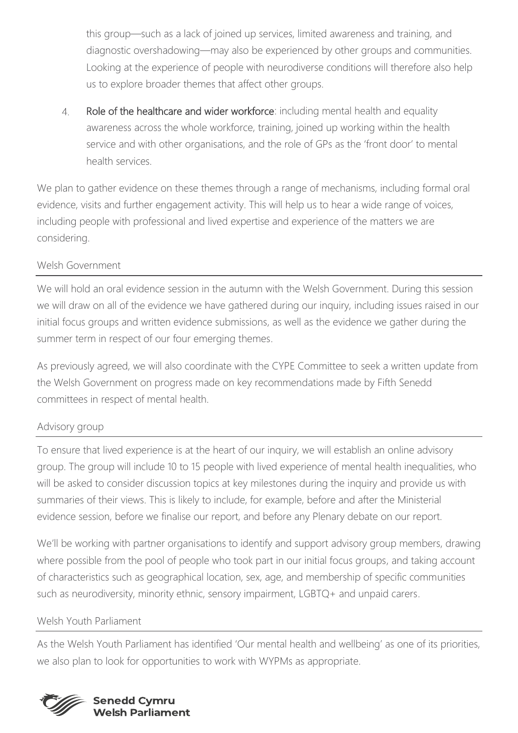this group—such as a lack of joined up services, limited awareness and training, and diagnostic overshadowing—may also be experienced by other groups and communities. Looking at the experience of people with neurodiverse conditions will therefore also help us to explore broader themes that affect other groups.

4. **Role of the healthcare and wider workforce**: including mental health and equality awareness across the whole workforce, training, joined up working within the health service and with other organisations, and the role of GPs as the 'front door' to mental health services.

We plan to gather evidence on these themes through a range of mechanisms, including formal oral evidence, visits and further engagement activity. This will help us to hear a wide range of voices, including people with professional and lived expertise and experience of the matters we are considering.

## Welsh Government

We will hold an oral evidence session in the autumn with the Welsh Government. During this session we will draw on all of the evidence we have gathered during our inquiry, including issues raised in our initial focus groups and written evidence submissions, as well as the evidence we gather during the summer term in respect of our four emerging themes.

As previously agreed, we will also coordinate with the CYPE Committee to seek a written update from the Welsh Government on progress made on key recommendations made by Fifth Senedd committees in respect of mental health.

## Advisory group

To ensure that lived experience is at the heart of our inquiry, we will establish an online advisory group. The group will include 10 to 15 people with lived experience of mental health inequalities, who will be asked to consider discussion topics at key milestones during the inquiry and provide us with summaries of their views. This is likely to include, for example, before and after the Ministerial evidence session, before we finalise our report, and before any Plenary debate on our report.

We'll be working with partner organisations to identify and support advisory group members, drawing where possible from the pool of people who took part in our initial focus groups, and taking account of characteristics such as geographical location, sex, age, and membership of specific communities such as neurodiversity, minority ethnic, sensory impairment, LGBTQ+ and unpaid carers.

## Welsh Youth Parliament

As the Welsh Youth Parliament has identified 'Our mental health and wellbeing' as one of its priorities, we also plan to look for opportunities to work with WYPMs as appropriate.